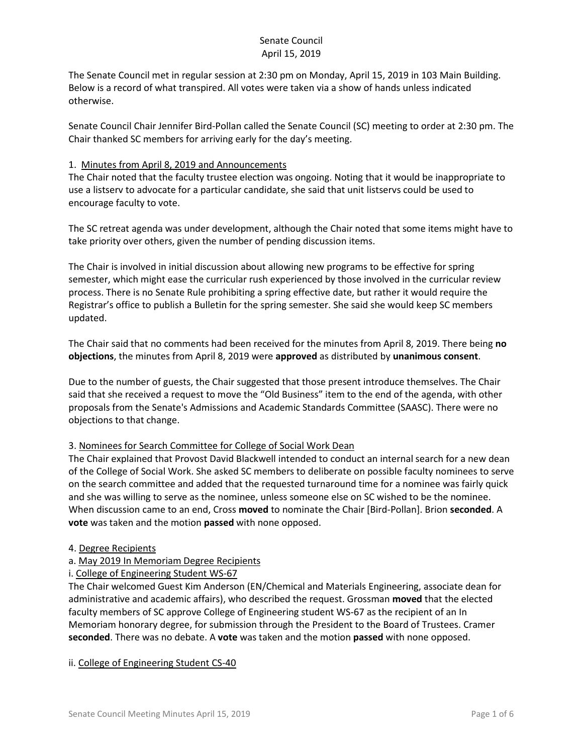# Senate Council
April 15, 2019

The Senate Council met in regular session at 2:30 pm on Monday, April 15, 2019 in 103 Main Building. Below is a record of what transpired. All votes were taken via a show of hands unless indicated otherwise.

Senate Council Chair Jennifer Bird-Pollan called the Senate Council (SC) meeting to order at 2:30 pm. The Chair thanked SC members for arriving early for the day's meeting.

1. <u>Minutes from April 8, 2019 and Announcements</u>

The Chair noted that the faculty trustee election was ongoing. Noting that it would be inappropriate to use a listserv to advocate for a particular candidate, she said that unit listservs could be used to encourage faculty to vote.

The SC retreat agenda was under development, although the Chair noted that some items might have to take priority over others, given the number of pending discussion items.

The Chair is involved in initial discussion about allowing new programs to be effective for spring semester, which might ease the curricular rush experienced by those involved in the curricular review process. There is no Senate Rule prohibiting a spring effective date, but rather it would require the Registrar's office to publish a Bulletin for the spring semester. She said she would keep SC members updated.

The Chair said that no comments had been received for the minutes from April 8, 2019. There being **no objections**, the minutes from April 8, 2019 were **approved** as distributed by **unanimous consent**.

Due to the number of guests, the Chair suggested that those present introduce themselves. The Chair said that she received a request to move the "Old Business" item to the end of the agenda, with other proposals from the Senate's Admissions and Academic Standards Committee (SAASC). There were no objections to that change.

3. <u>Nominees for Search Committee for College of Social Work Dean</u>

The Chair explained that Provost David Blackwell intended to conduct an internal search for a new dean of the College of Social Work. She asked SC members to deliberate on possible faculty nominees to serve on the search committee and added that the requested turnaround time for a nominee was fairly quick and she was willing to serve as the nominee, unless someone else on SC wished to be the nominee. When discussion came to an end, Cross **moved** to nominate the Chair [Bird-Pollan]. Brion **seconded**. A **vote** was taken and the motion **passed** with none opposed.

4. <u>Degree Recipients</u>

a. <u>May 2019 In Memoriam Degree Recipients</u>

i. <u>College of Engineering Student WS-67</u>

The Chair welcomed Guest Kim Anderson (EN/Chemical and Materials Engineering, associate dean for administrative and academic affairs), who described the request. Grossman **moved** that the elected faculty members of SC approve College of Engineering student WS-67 as the recipient of an In Memoriam honorary degree, for submission through the President to the Board of Trustees. Cramer **seconded**. There was no debate. A **vote** was taken and the motion **passed** with none opposed.

ii. <u>College of Engineering Student CS-40</u>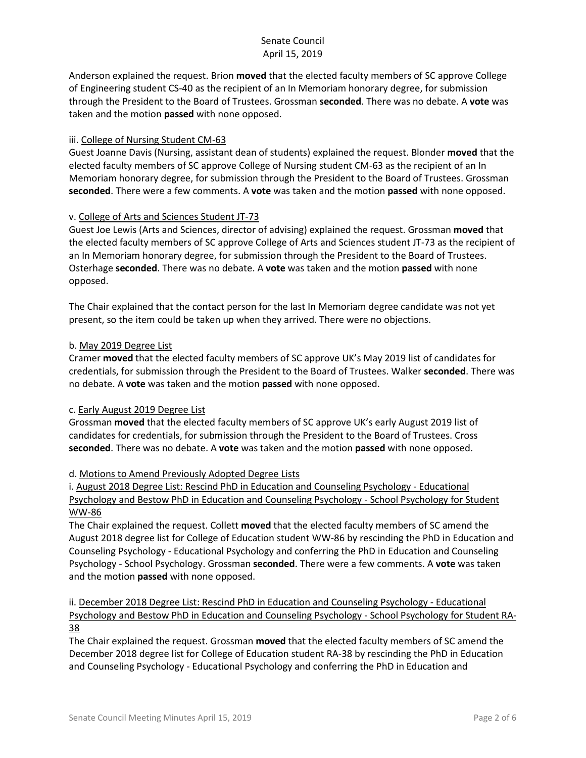Anderson explained the request. Brion **moved** that the elected faculty members of SC approve College of Engineering student CS-40 as the recipient of an In Memoriam honorary degree, for submission through the President to the Board of Trustees. Grossman **seconded**. There was no debate. A **vote** was taken and the motion **passed** with none opposed.

iii. College of Nursing Student CM-63

Guest Joanne Davis (Nursing, assistant dean of students) explained the request. Blonder **moved** that the elected faculty members of SC approve College of Nursing student CM-63 as the recipient of an In Memoriam honorary degree, for submission through the President to the Board of Trustees. Grossman **seconded**. There were a few comments. A **vote** was taken and the motion **passed** with none opposed.

v. College of Arts and Sciences Student JT-73

Guest Joe Lewis (Arts and Sciences, director of advising) explained the request. Grossman **moved** that the elected faculty members of SC approve College of Arts and Sciences student JT-73 as the recipient of an In Memoriam honorary degree, for submission through the President to the Board of Trustees. Osterhage **seconded**. There was no debate. A **vote** was taken and the motion **passed** with none opposed.

The Chair explained that the contact person for the last In Memoriam degree candidate was not yet present, so the item could be taken up when they arrived. There were no objections.

b. May 2019 Degree List

Cramer **moved** that the elected faculty members of SC approve UK's May 2019 list of candidates for credentials, for submission through the President to the Board of Trustees. Walker **seconded**. There was no debate. A **vote** was taken and the motion **passed** with none opposed.

c. Early August 2019 Degree List

Grossman **moved** that the elected faculty members of SC approve UK's early August 2019 list of candidates for credentials, for submission through the President to the Board of Trustees. Cross **seconded**. There was no debate. A **vote** was taken and the motion **passed** with none opposed.

d. Motions to Amend Previously Adopted Degree Lists

i. August 2018 Degree List: Rescind PhD in Education and Counseling Psychology - Educational Psychology and Bestow PhD in Education and Counseling Psychology - School Psychology for Student WW-86

The Chair explained the request. Collett **moved** that the elected faculty members of SC amend the August 2018 degree list for College of Education student WW-86 by rescinding the PhD in Education and Counseling Psychology - Educational Psychology and conferring the PhD in Education and Counseling Psychology - School Psychology. Grossman **seconded**. There were a few comments. A **vote** was taken and the motion **passed** with none opposed.

ii. December 2018 Degree List: Rescind PhD in Education and Counseling Psychology - Educational Psychology and Bestow PhD in Education and Counseling Psychology - School Psychology for Student RA-38

The Chair explained the request. Grossman **moved** that the elected faculty members of SC amend the December 2018 degree list for College of Education student RA-38 by rescinding the PhD in Education and Counseling Psychology - Educational Psychology and conferring the PhD in Education and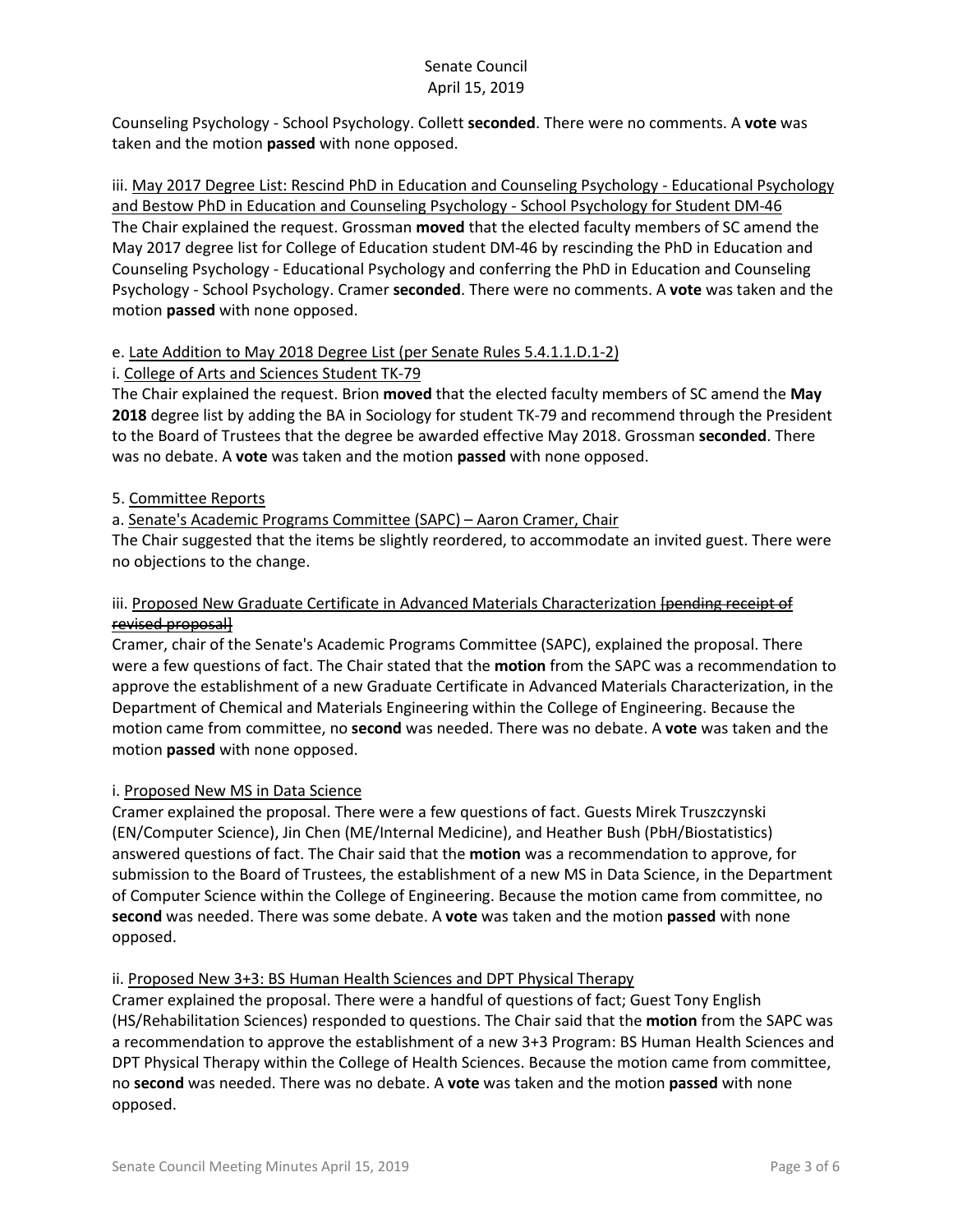Counseling Psychology - School Psychology. Collett **seconded**. There were no comments. A **vote** was taken and the motion **passed** with none opposed.

iii. May 2017 Degree List: Rescind PhD in Education and Counseling Psychology - Educational Psychology and Bestow PhD in Education and Counseling Psychology - School Psychology for Student DM-46

The Chair explained the request. Grossman **moved** that the elected faculty members of SC amend the May 2017 degree list for College of Education student DM-46 by rescinding the PhD in Education and Counseling Psychology - Educational Psychology and conferring the PhD in Education and Counseling Psychology - School Psychology. Cramer **seconded**. There were no comments. A **vote** was taken and the motion **passed** with none opposed.

e. Late Addition to May 2018 Degree List (per Senate Rules 5.4.1.1.D.1-2)

i. College of Arts and Sciences Student TK-79

The Chair explained the request. Brion **moved** that the elected faculty members of SC amend the **May 2018** degree list by adding the BA in Sociology for student TK-79 and recommend through the President to the Board of Trustees that the degree be awarded effective May 2018. Grossman **seconded**. There was no debate. A **vote** was taken and the motion **passed** with none opposed.

5. Committee Reports

a. Senate's Academic Programs Committee (SAPC) – Aaron Cramer, Chair

The Chair suggested that the items be slightly reordered, to accommodate an invited guest. There were no objections to the change.

iii. Proposed New Graduate Certificate in Advanced Materials Characterization ~~[pending receipt of revised proposal]~~

Cramer, chair of the Senate's Academic Programs Committee (SAPC), explained the proposal. There were a few questions of fact. The Chair stated that the **motion** from the SAPC was a recommendation to approve the establishment of a new Graduate Certificate in Advanced Materials Characterization, in the Department of Chemical and Materials Engineering within the College of Engineering. Because the motion came from committee, no **second** was needed. There was no debate. A **vote** was taken and the motion **passed** with none opposed.

i. Proposed New MS in Data Science

Cramer explained the proposal. There were a few questions of fact. Guests Mirek Truszczynski (EN/Computer Science), Jin Chen (ME/Internal Medicine), and Heather Bush (PbH/Biostatistics) answered questions of fact. The Chair said that the **motion** was a recommendation to approve, for submission to the Board of Trustees, the establishment of a new MS in Data Science, in the Department of Computer Science within the College of Engineering. Because the motion came from committee, no **second** was needed. There was some debate. A **vote** was taken and the motion **passed** with none opposed.

ii. Proposed New 3+3: BS Human Health Sciences and DPT Physical Therapy

Cramer explained the proposal. There were a handful of questions of fact; Guest Tony English (HS/Rehabilitation Sciences) responded to questions. The Chair said that the **motion** from the SAPC was a recommendation to approve the establishment of a new 3+3 Program: BS Human Health Sciences and DPT Physical Therapy within the College of Health Sciences. Because the motion came from committee, no **second** was needed. There was no debate. A **vote** was taken and the motion **passed** with none opposed.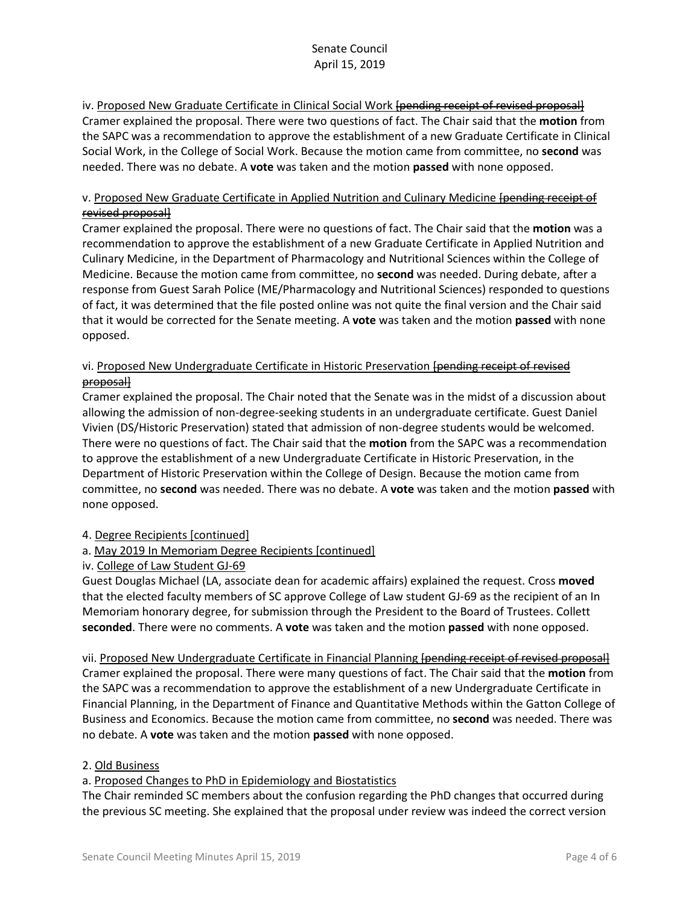iv. Proposed New Graduate Certificate in Clinical Social Work ~~[pending receipt of revised proposal]~~

Cramer explained the proposal. There were two questions of fact. The Chair said that the **motion** from the SAPC was a recommendation to approve the establishment of a new Graduate Certificate in Clinical Social Work, in the College of Social Work. Because the motion came from committee, no **second** was needed. There was no debate. A **vote** was taken and the motion **passed** with none opposed.

v. Proposed New Graduate Certificate in Applied Nutrition and Culinary Medicine ~~[pending receipt of revised proposal]~~

Cramer explained the proposal. There were no questions of fact. The Chair said that the **motion** was a recommendation to approve the establishment of a new Graduate Certificate in Applied Nutrition and Culinary Medicine, in the Department of Pharmacology and Nutritional Sciences within the College of Medicine. Because the motion came from committee, no **second** was needed. During debate, after a response from Guest Sarah Police (ME/Pharmacology and Nutritional Sciences) responded to questions of fact, it was determined that the file posted online was not quite the final version and the Chair said that it would be corrected for the Senate meeting. A **vote** was taken and the motion **passed** with none opposed.

vi. Proposed New Undergraduate Certificate in Historic Preservation ~~[pending receipt of revised proposal]~~

Cramer explained the proposal. The Chair noted that the Senate was in the midst of a discussion about allowing the admission of non-degree-seeking students in an undergraduate certificate. Guest Daniel Vivien (DS/Historic Preservation) stated that admission of non-degree students would be welcomed. There were no questions of fact. The Chair said that the **motion** from the SAPC was a recommendation to approve the establishment of a new Undergraduate Certificate in Historic Preservation, in the Department of Historic Preservation within the College of Design. Because the motion came from committee, no **second** was needed. There was no debate. A **vote** was taken and the motion **passed** with none opposed.

4. Degree Recipients [continued]

a. May 2019 In Memoriam Degree Recipients [continued]

iv. College of Law Student GJ-69

Guest Douglas Michael (LA, associate dean for academic affairs) explained the request. Cross **moved** that the elected faculty members of SC approve College of Law student GJ-69 as the recipient of an In Memoriam honorary degree, for submission through the President to the Board of Trustees. Collett **seconded**. There were no comments. A **vote** was taken and the motion **passed** with none opposed.

vii. Proposed New Undergraduate Certificate in Financial Planning ~~[pending receipt of revised proposal]~~

Cramer explained the proposal. There were many questions of fact. The Chair said that the **motion** from the SAPC was a recommendation to approve the establishment of a new Undergraduate Certificate in Financial Planning, in the Department of Finance and Quantitative Methods within the Gatton College of Business and Economics. Because the motion came from committee, no **second** was needed. There was no debate. A **vote** was taken and the motion **passed** with none opposed.

2. Old Business

a. Proposed Changes to PhD in Epidemiology and Biostatistics

The Chair reminded SC members about the confusion regarding the PhD changes that occurred during the previous SC meeting. She explained that the proposal under review was indeed the correct version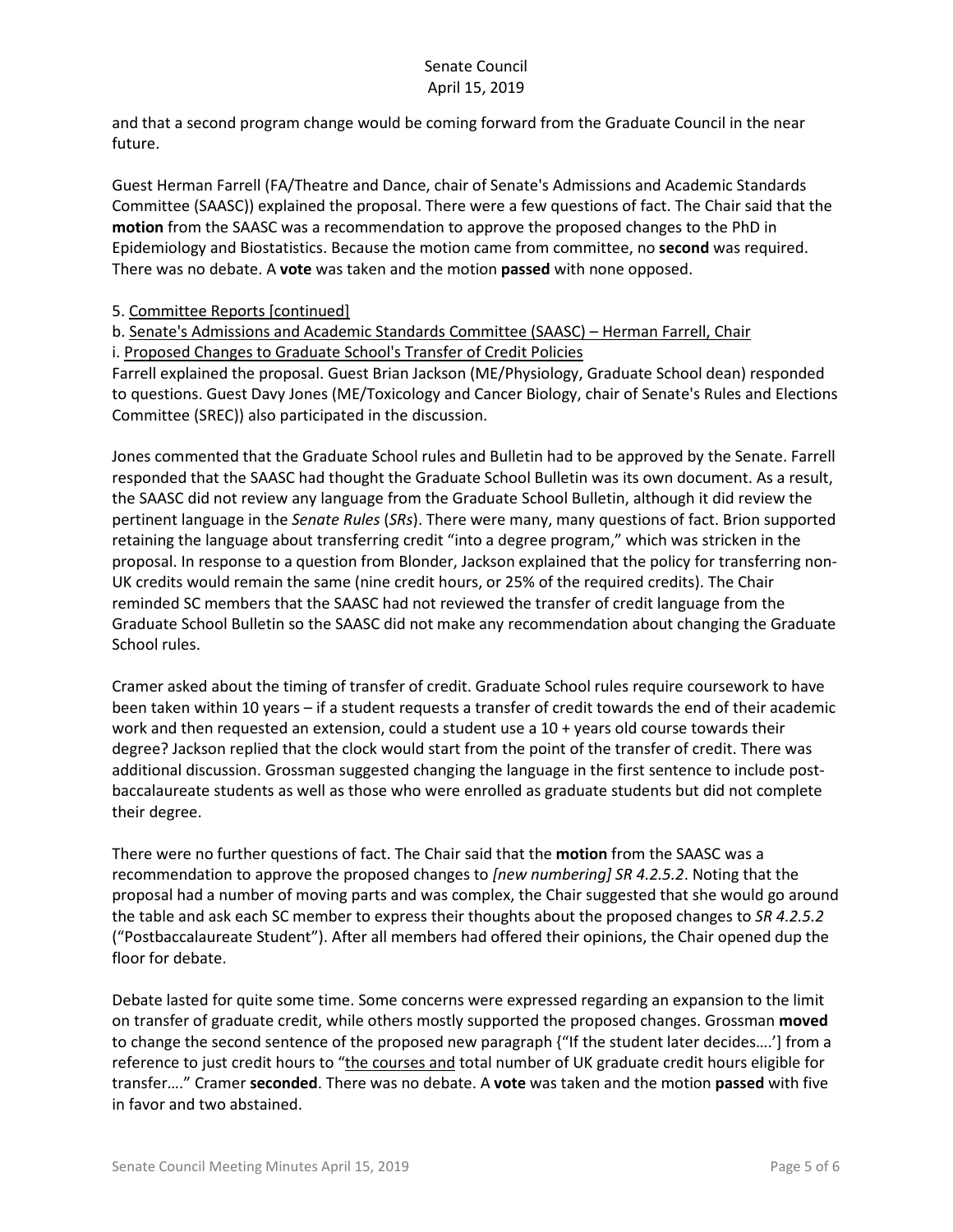and that a second program change would be coming forward from the Graduate Council in the near future.

Guest Herman Farrell (FA/Theatre and Dance, chair of Senate's Admissions and Academic Standards Committee (SAASC)) explained the proposal. There were a few questions of fact. The Chair said that the **motion** from the SAASC was a recommendation to approve the proposed changes to the PhD in Epidemiology and Biostatistics. Because the motion came from committee, no **second** was required. There was no debate. A **vote** was taken and the motion **passed** with none opposed.

5. Committee Reports [continued]

b. Senate's Admissions and Academic Standards Committee (SAASC) – Herman Farrell, Chair

i. Proposed Changes to Graduate School's Transfer of Credit Policies

Farrell explained the proposal. Guest Brian Jackson (ME/Physiology, Graduate School dean) responded to questions. Guest Davy Jones (ME/Toxicology and Cancer Biology, chair of Senate's Rules and Elections Committee (SREC)) also participated in the discussion.

Jones commented that the Graduate School rules and Bulletin had to be approved by the Senate. Farrell responded that the SAASC had thought the Graduate School Bulletin was its own document. As a result, the SAASC did not review any language from the Graduate School Bulletin, although it did review the pertinent language in the *Senate Rules* (*SRs*). There were many, many questions of fact. Brion supported retaining the language about transferring credit "into a degree program," which was stricken in the proposal. In response to a question from Blonder, Jackson explained that the policy for transferring non-UK credits would remain the same (nine credit hours, or 25% of the required credits). The Chair reminded SC members that the SAASC had not reviewed the transfer of credit language from the Graduate School Bulletin so the SAASC did not make any recommendation about changing the Graduate School rules.

Cramer asked about the timing of transfer of credit. Graduate School rules require coursework to have been taken within 10 years – if a student requests a transfer of credit towards the end of their academic work and then requested an extension, could a student use a 10 + years old course towards their degree? Jackson replied that the clock would start from the point of the transfer of credit. There was additional discussion. Grossman suggested changing the language in the first sentence to include post-baccalaureate students as well as those who were enrolled as graduate students but did not complete their degree.

There were no further questions of fact. The Chair said that the **motion** from the SAASC was a recommendation to approve the proposed changes to *[new numbering] SR 4.2.5.2*. Noting that the proposal had a number of moving parts and was complex, the Chair suggested that she would go around the table and ask each SC member to express their thoughts about the proposed changes to *SR 4.2.5.2* ("Postbaccalaureate Student"). After all members had offered their opinions, the Chair opened dup the floor for debate.

Debate lasted for quite some time. Some concerns were expressed regarding an expansion to the limit on transfer of graduate credit, while others mostly supported the proposed changes. Grossman **moved** to change the second sentence of the proposed new paragraph {"If the student later decides….'] from a reference to just credit hours to "<u>the courses and</u> total number of UK graduate credit hours eligible for transfer…." Cramer **seconded**. There was no debate. A **vote** was taken and the motion **passed** with five in favor and two abstained.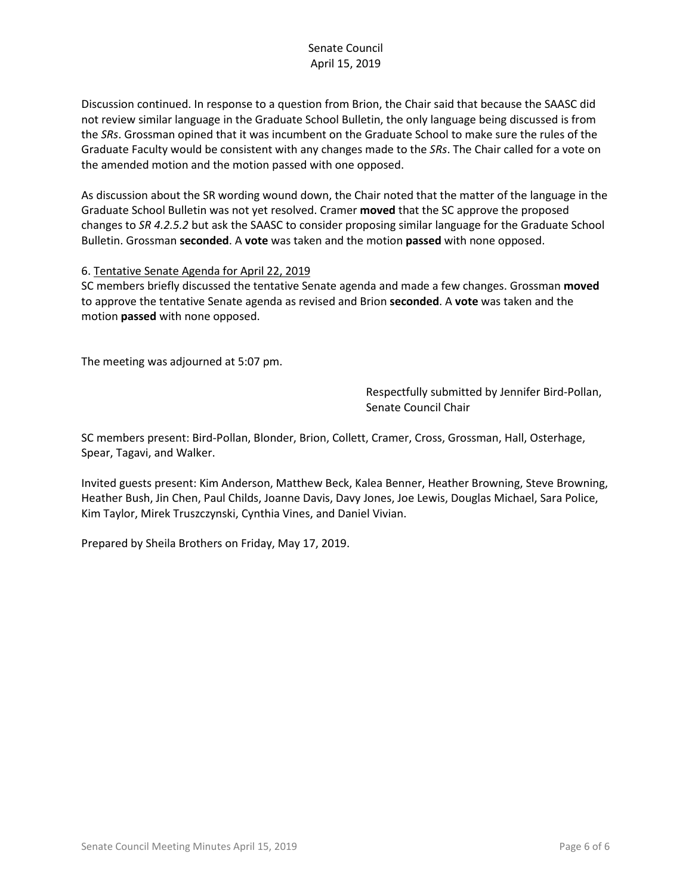Discussion continued. In response to a question from Brion, the Chair said that because the SAASC did not review similar language in the Graduate School Bulletin, the only language being discussed is from the *SRs*. Grossman opined that it was incumbent on the Graduate School to make sure the rules of the Graduate Faculty would be consistent with any changes made to the *SRs*. The Chair called for a vote on the amended motion and the motion passed with one opposed.

As discussion about the SR wording wound down, the Chair noted that the matter of the language in the Graduate School Bulletin was not yet resolved. Cramer **moved** that the SC approve the proposed changes to *SR 4.2.5.2* but ask the SAASC to consider proposing similar language for the Graduate School Bulletin. Grossman **seconded**. A **vote** was taken and the motion **passed** with none opposed.

6. <u>Tentative Senate Agenda for April 22, 2019</u>
SC members briefly discussed the tentative Senate agenda and made a few changes. Grossman **moved** to approve the tentative Senate agenda as revised and Brion **seconded**. A **vote** was taken and the motion **passed** with none opposed.

The meeting was adjourned at 5:07 pm.

Respectfully submitted by Jennifer Bird-Pollan,
Senate Council Chair

SC members present: Bird-Pollan, Blonder, Brion, Collett, Cramer, Cross, Grossman, Hall, Osterhage, Spear, Tagavi, and Walker.

Invited guests present: Kim Anderson, Matthew Beck, Kalea Benner, Heather Browning, Steve Browning, Heather Bush, Jin Chen, Paul Childs, Joanne Davis, Davy Jones, Joe Lewis, Douglas Michael, Sara Police, Kim Taylor, Mirek Truszczynski, Cynthia Vines, and Daniel Vivian.

Prepared by Sheila Brothers on Friday, May 17, 2019.